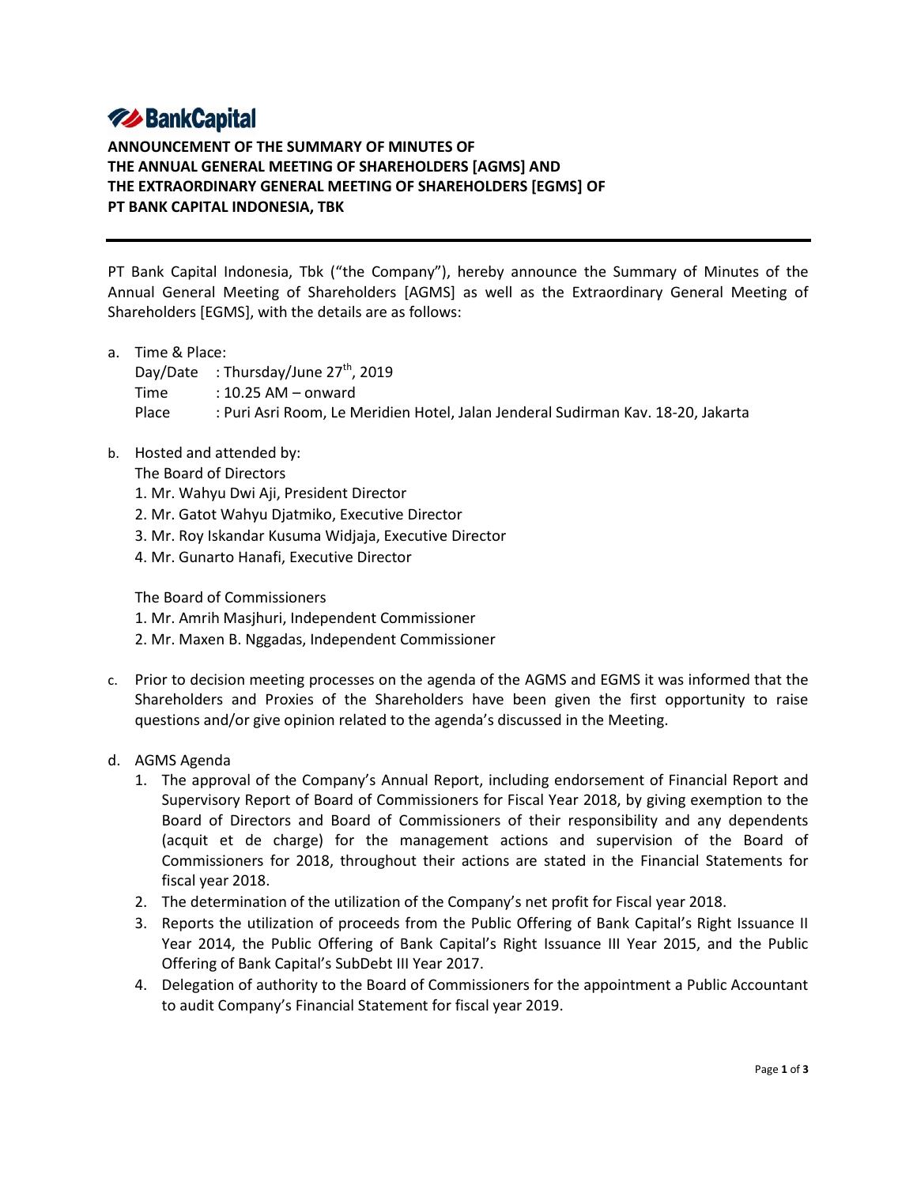BankCapital

**ANNOUNCEMENT OF THE SUMMARY OF MINUTES OF THE ANNUAL GENERAL MEETING OF SHAREHOLDERS [AGMS] AND THE EXTRAORDINARY GENERAL MEETING OF SHAREHOLDERS [EGMS] OF PT BANK CAPITAL INDONESIA, TBK**

---

PT Bank Capital Indonesia, Tbk ("the Company"), hereby announce the Summary of Minutes of the Annual General Meeting of Shareholders [AGMS] as well as the Extraordinary General Meeting of Shareholders [EGMS], with the details are as follows:

a. Time & Place:
   Day/Date : Thursday/June 27th, 2019
   Time : 10.25 AM – onward
   Place : Puri Asri Room, Le Meridien Hotel, Jalan Jenderal Sudirman Kav. 18-20, Jakarta

b. Hosted and attended by:
   The Board of Directors
   1. Mr. Wahyu Dwi Aji, President Director
   2. Mr. Gatot Wahyu Djatmiko, Executive Director
   3. Mr. Roy Iskandar Kusuma Widjaja, Executive Director
   4. Mr. Gunarto Hanafi, Executive Director

   The Board of Commissioners
   1. Mr. Amrih Masjhuri, Independent Commissioner
   2. Mr. Maxen B. Nggadas, Independent Commissioner

c. Prior to decision meeting processes on the agenda of the AGMS and EGMS it was informed that the Shareholders and Proxies of the Shareholders have been given the first opportunity to raise questions and/or give opinion related to the agenda's discussed in the Meeting.

d. AGMS Agenda
   1. The approval of the Company's Annual Report, including endorsement of Financial Report and Supervisory Report of Board of Commissioners for Fiscal Year 2018, by giving exemption to the Board of Directors and Board of Commissioners of their responsibility and any dependents (acquit et de charge) for the management actions and supervision of the Board of Commissioners for 2018, throughout their actions are stated in the Financial Statements for fiscal year 2018.
   2. The determination of the utilization of the Company's net profit for Fiscal year 2018.
   3. Reports the utilization of proceeds from the Public Offering of Bank Capital's Right Issuance II Year 2014, the Public Offering of Bank Capital's Right Issuance III Year 2015, and the Public Offering of Bank Capital's SubDebt III Year 2017.
   4. Delegation of authority to the Board of Commissioners for the appointment a Public Accountant to audit Company's Financial Statement for fiscal year 2019.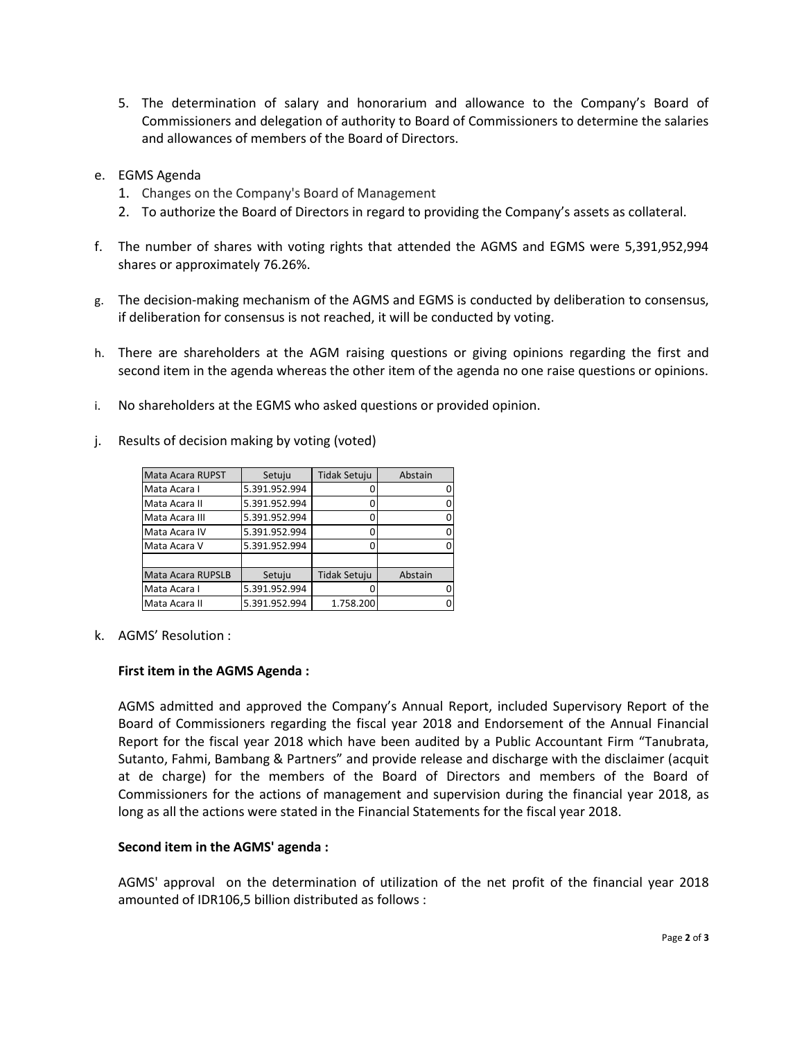5. The determination of salary and honorarium and allowance to the Company's Board of Commissioners and delegation of authority to Board of Commissioners to determine the salaries and allowances of members of the Board of Directors.

e. EGMS Agenda
   1. Changes on the Company's Board of Management
   2. To authorize the Board of Directors in regard to providing the Company's assets as collateral.

f. The number of shares with voting rights that attended the AGMS and EGMS were 5,391,952,994 shares or approximately 76.26%.

g. The decision-making mechanism of the AGMS and EGMS is conducted by deliberation to consensus, if deliberation for consensus is not reached, it will be conducted by voting.

h. There are shareholders at the AGM raising questions or giving opinions regarding the first and second item in the agenda whereas the other item of the agenda no one raise questions or opinions.

i. No shareholders at the EGMS who asked questions or provided opinion.

j. Results of decision making by voting (voted)

| Mata Acara RUPST | Setuju | Tidak Setuju | Abstain |
|---|---|---|---|
| Mata Acara I | 5.391.952.994 | 0 | 0 |
| Mata Acara II | 5.391.952.994 | 0 | 0 |
| Mata Acara III | 5.391.952.994 | 0 | 0 |
| Mata Acara IV | 5.391.952.994 | 0 | 0 |
| Mata Acara V | 5.391.952.994 | 0 | 0 |
| | | | |
| Mata Acara RUPSLB | Setuju | Tidak Setuju | Abstain |
| Mata Acara I | 5.391.952.994 | 0 | 0 |
| Mata Acara II | 5.391.952.994 | 1.758.200 | 0 |

k. AGMS' Resolution :

**First item in the AGMS Agenda :**

AGMS admitted and approved the Company's Annual Report, included Supervisory Report of the Board of Commissioners regarding the fiscal year 2018 and Endorsement of the Annual Financial Report for the fiscal year 2018 which have been audited by a Public Accountant Firm "Tanubrata, Sutanto, Fahmi, Bambang & Partners" and provide release and discharge with the disclaimer (acquit at de charge) for the members of the Board of Directors and members of the Board of Commissioners for the actions of management and supervision during the financial year 2018, as long as all the actions were stated in the Financial Statements for the fiscal year 2018.

**Second item in the AGMS' agenda :**

AGMS' approval on the determination of utilization of the net profit of the financial year 2018 amounted of IDR106,5 billion distributed as follows :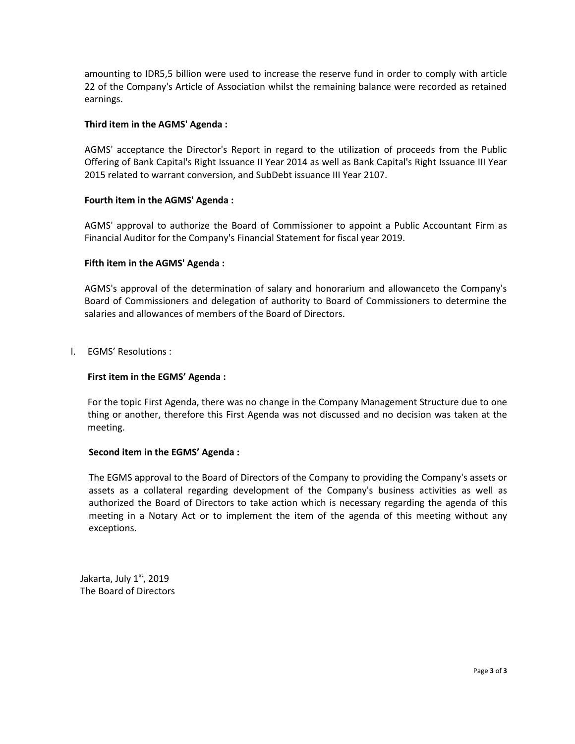amounting to IDR5,5 billion were used to increase the reserve fund in order to comply with article 22 of the Company's Article of Association whilst the remaining balance were recorded as retained earnings.

**Third item in the AGMS' Agenda :**

AGMS' acceptance the Director's Report in regard to the utilization of proceeds from the Public Offering of Bank Capital's Right Issuance II Year 2014 as well as Bank Capital's Right Issuance III Year 2015 related to warrant conversion, and SubDebt issuance III Year 2107.

**Fourth item in the AGMS' Agenda :**

AGMS' approval to authorize the Board of Commissioner to appoint a Public Accountant Firm as Financial Auditor for the Company's Financial Statement for fiscal year 2019.

**Fifth item in the AGMS' Agenda :**

AGMS's approval of the determination of salary and honorarium and allowanceto the Company's Board of Commissioners and delegation of authority to Board of Commissioners to determine the salaries and allowances of members of the Board of Directors.

I. EGMS' Resolutions :

**First item in the EGMS' Agenda :**

For the topic First Agenda, there was no change in the Company Management Structure due to one thing or another, therefore this First Agenda was not discussed and no decision was taken at the meeting.

**Second item in the EGMS' Agenda :**

The EGMS approval to the Board of Directors of the Company to providing the Company's assets or assets as a collateral regarding development of the Company's business activities as well as authorized the Board of Directors to take action which is necessary regarding the agenda of this meeting in a Notary Act or to implement the item of the agenda of this meeting without any exceptions.

Jakarta, July 1st, 2019
The Board of Directors